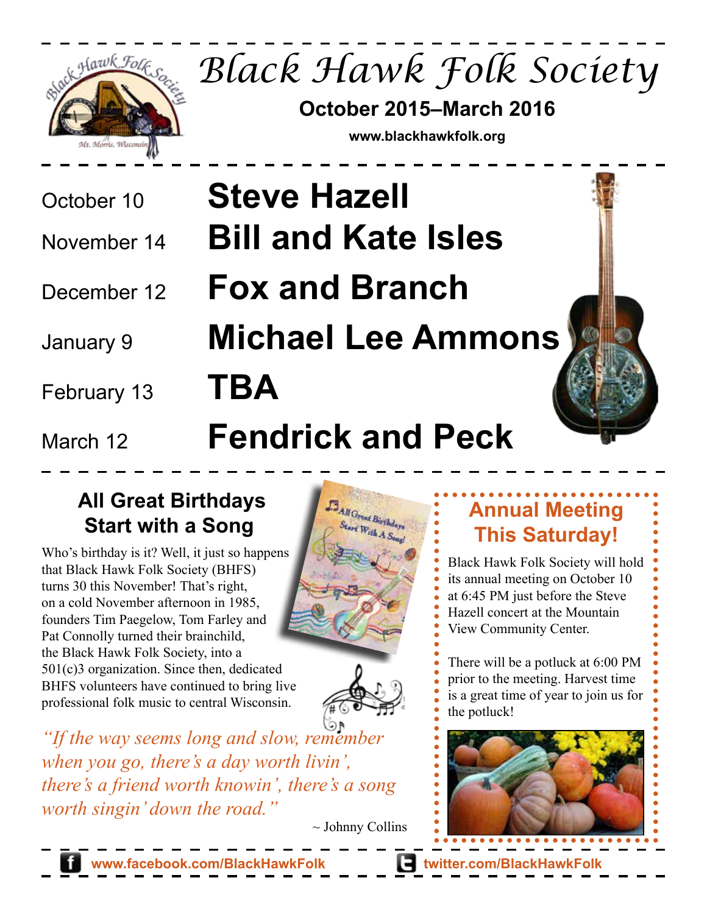# Black Hawk Folk Society

**October 2015–March 2016**

**www.blackhawkfolk.org**

| | |
|---|---|
| October 10 | **Steve Hazell** |
| November 14 | **Bill and Kate Isles** |
| December 12 | **Fox and Branch** |
| January 9 | **Michael Lee Ammons** |
| February 13 | **TBA** |
| March 12 | **Fendrick and Peck** |

## All Great Birthdays Start with a Song

Who's birthday is it? Well, it just so happens that Black Hawk Folk Society (BHFS) turns 30 this November! That's right, on a cold November afternoon in 1985, founders Tim Paegelow, Tom Farley and Pat Connolly turned their brainchild, the Black Hawk Folk Society, into a 501(c)3 organization. Since then, dedicated BHFS volunteers have continued to bring live professional folk music to central Wisconsin.

*"If the way seems long and slow, remember when you go, there's a day worth livin', there's a friend worth knowin', there's a song worth singin' down the road."*

~ Johnny Collins

## Annual Meeting This Saturday!

Black Hawk Folk Society will hold its annual meeting on October 10 at 6:45 PM just before the Steve Hazell concert at the Mountain View Community Center.

There will be a potluck at 6:00 PM prior to the meeting. Harvest time is a great time of year to join us for the potluck!

www.facebook.com/BlackHawkFolk    twitter.com/BlackHawkFolk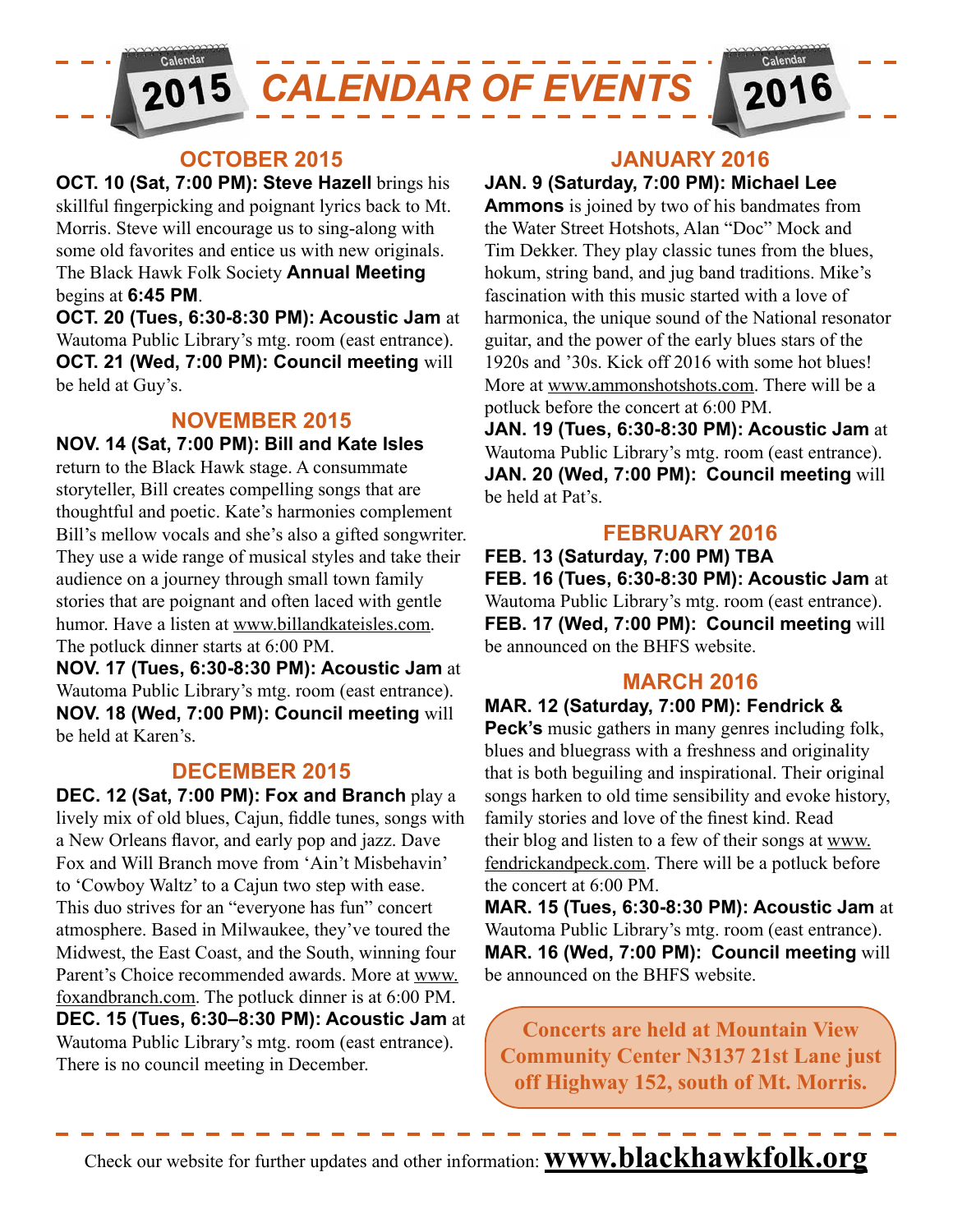# CALENDAR OF EVENTS

## OCTOBER 2015

**OCT. 10 (Sat, 7:00 PM): Steve Hazell** brings his skillful fingerpicking and poignant lyrics back to Mt. Morris. Steve will encourage us to sing-along with some old favorites and entice us with new originals. The Black Hawk Folk Society **Annual Meeting** begins at **6:45 PM**.

**OCT. 20 (Tues, 6:30-8:30 PM): Acoustic Jam** at Wautoma Public Library's mtg. room (east entrance).

**OCT. 21 (Wed, 7:00 PM): Council meeting** will be held at Guy's.

## NOVEMBER 2015

**NOV. 14 (Sat, 7:00 PM): Bill and Kate Isles** return to the Black Hawk stage. A consummate storyteller, Bill creates compelling songs that are thoughtful and poetic. Kate's harmonies complement Bill's mellow vocals and she's also a gifted songwriter. They use a wide range of musical styles and take their audience on a journey through small town family stories that are poignant and often laced with gentle humor. Have a listen at www.billandkateisles.com. The potluck dinner starts at 6:00 PM.

**NOV. 17 (Tues, 6:30-8:30 PM): Acoustic Jam** at Wautoma Public Library's mtg. room (east entrance).

**NOV. 18 (Wed, 7:00 PM): Council meeting** will be held at Karen's.

## DECEMBER 2015

**DEC. 12 (Sat, 7:00 PM): Fox and Branch** play a lively mix of old blues, Cajun, fiddle tunes, songs with a New Orleans flavor, and early pop and jazz. Dave Fox and Will Branch move from 'Ain't Misbehavin' to 'Cowboy Waltz' to a Cajun two step with ease. This duo strives for an "everyone has fun" concert atmosphere. Based in Milwaukee, they've toured the Midwest, the East Coast, and the South, winning four Parent's Choice recommended awards. More at www.foxandbranch.com. The potluck dinner is at 6:00 PM.

**DEC. 15 (Tues, 6:30–8:30 PM): Acoustic Jam** at Wautoma Public Library's mtg. room (east entrance). There is no council meeting in December.

## JANUARY 2016

**JAN. 9 (Saturday, 7:00 PM): Michael Lee Ammons** is joined by two of his bandmates from the Water Street Hotshots, Alan "Doc" Mock and Tim Dekker. They play classic tunes from the blues, hokum, string band, and jug band traditions. Mike's fascination with this music started with a love of harmonica, the unique sound of the National resonator guitar, and the power of the early blues stars of the 1920s and '30s. Kick off 2016 with some hot blues! More at www.ammonshotshots.com. There will be a potluck before the concert at 6:00 PM.

**JAN. 19 (Tues, 6:30-8:30 PM): Acoustic Jam** at Wautoma Public Library's mtg. room (east entrance).

**JAN. 20 (Wed, 7:00 PM): Council meeting** will be held at Pat's.

## FEBRUARY 2016

**FEB. 13 (Saturday, 7:00 PM) TBA**

**FEB. 16 (Tues, 6:30-8:30 PM): Acoustic Jam** at Wautoma Public Library's mtg. room (east entrance).

**FEB. 17 (Wed, 7:00 PM): Council meeting** will be announced on the BHFS website.

## MARCH 2016

**MAR. 12 (Saturday, 7:00 PM): Fendrick & Peck's** music gathers in many genres including folk, blues and bluegrass with a freshness and originality that is both beguiling and inspirational. Their original songs harken to old time sensibility and evoke history, family stories and love of the finest kind. Read their blog and listen to a few of their songs at www.fendrickandpeck.com. There will be a potluck before the concert at 6:00 PM.

**MAR. 15 (Tues, 6:30-8:30 PM): Acoustic Jam** at Wautoma Public Library's mtg. room (east entrance).

**MAR. 16 (Wed, 7:00 PM): Council meeting** will be announced on the BHFS website.

**Concerts are held at Mountain View Community Center N3137 21st Lane just off Highway 152, south of Mt. Morris.**

Check our website for further updates and other information: **www.blackhawkfolk.org**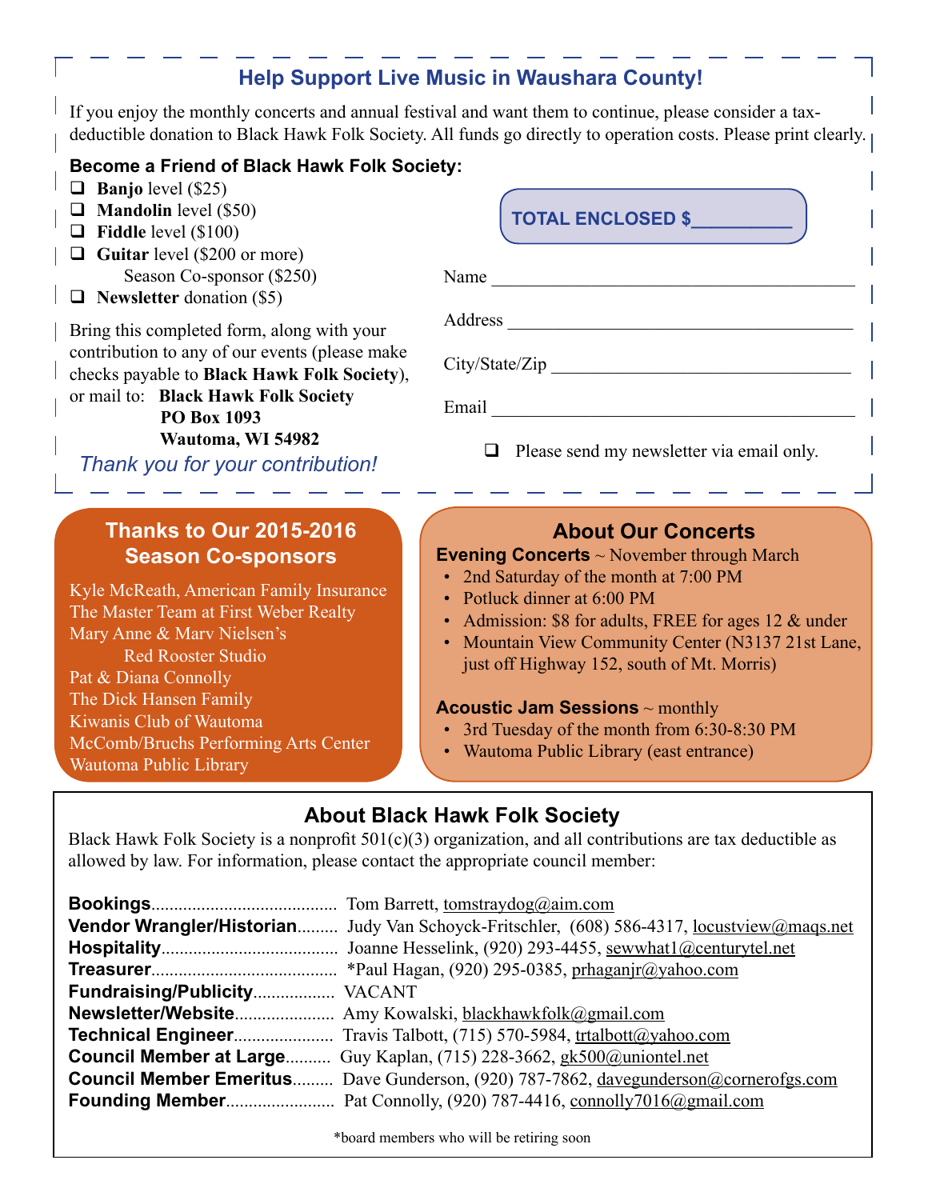## Help Support Live Music in Waushara County!

If you enjoy the monthly concerts and annual festival and want them to continue, please consider a tax-deductible donation to Black Hawk Folk Society. All funds go directly to operation costs. Please print clearly.

**Become a Friend of Black Hawk Folk Society:**

- ❑ **Banjo** level ($25)
- ❑ **Mandolin** level ($50)
- ❑ **Fiddle** level ($100)
- ❑ **Guitar** level ($200 or more)
  Season Co-sponsor ($250)
- ❑ **Newsletter** donation ($5)

Bring this completed form, along with your contribution to any of our events (please make checks payable to **Black Hawk Folk Society**), or mail to: **Black Hawk Folk Society**
**PO Box 1093**
**Wautoma, WI 54982**

*Thank you for your contribution!*

**TOTAL ENCLOSED $__________**

Name ________________________________________

Address ______________________________________

City/State/Zip _________________________________

Email ________________________________________

❑ Please send my newsletter via email only.

## Thanks to Our 2015-2016 Season Co-sponsors

Kyle McReath, American Family Insurance
The Master Team at First Weber Realty
Mary Anne & Marv Nielsen's Red Rooster Studio
Pat & Diana Connolly
The Dick Hansen Family
Kiwanis Club of Wautoma
McComb/Bruchs Performing Arts Center
Wautoma Public Library

## About Our Concerts

**Evening Concerts** ~ November through March

- 2nd Saturday of the month at 7:00 PM
- Potluck dinner at 6:00 PM
- Admission: $8 for adults, FREE for ages 12 & under
- Mountain View Community Center (N3137 21st Lane, just off Highway 152, south of Mt. Morris)

**Acoustic Jam Sessions** ~ monthly

- 3rd Tuesday of the month from 6:30-8:30 PM
- Wautoma Public Library (east entrance)

## About Black Hawk Folk Society

Black Hawk Folk Society is a nonprofit 501(c)(3) organization, and all contributions are tax deductible as allowed by law. For information, please contact the appropriate council member:

**Bookings**.......................................... Tom Barrett, tomstraydog@aim.com
**Vendor Wrangler/Historian**......... Judy Van Schoyck-Fritschler, (608) 586-4317, locustview@maqs.net
**Hospitality**....................................... Joanne Hesselink, (920) 293-4455, sewwhat1@centurytel.net
**Treasurer**......................................... *Paul Hagan, (920) 295-0385, prhaganjr@yahoo.com
**Fundraising/Publicity**.................. VACANT
**Newsletter/Website**...................... Amy Kowalski, blackhawkfolk@gmail.com
**Technical Engineer**...................... Travis Talbott, (715) 570-5984, trtalbott@yahoo.com
**Council Member at Large**.......... Guy Kaplan, (715) 228-3662, gk500@uniontel.net
**Council Member Emeritus**......... Dave Gunderson, (920) 787-7862, davegunderson@cornerofgs.com
**Founding Member**........................ Pat Connolly, (920) 787-4416, connolly7016@gmail.com

*board members who will be retiring soon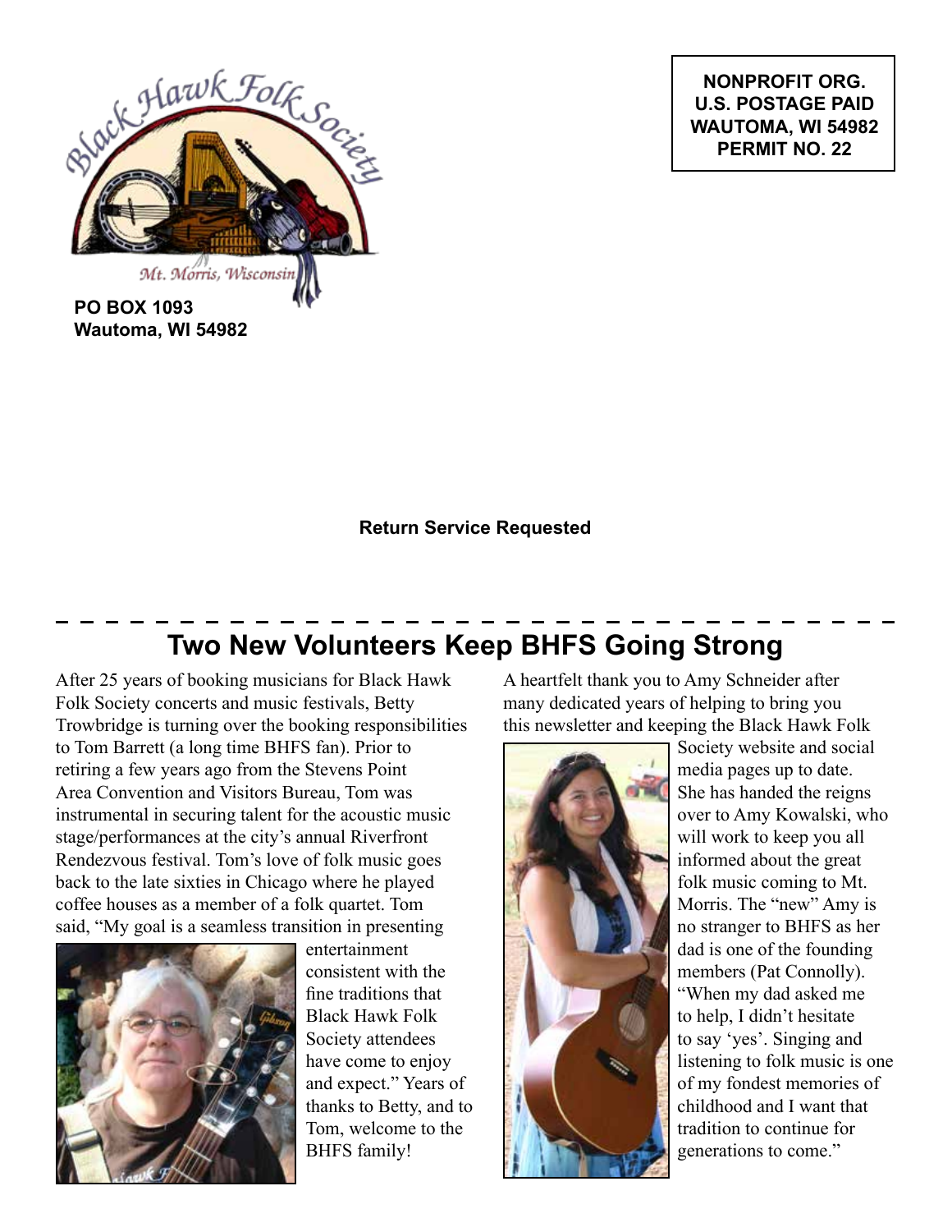Black Hawk Folk Society

Mt. Morris, Wisconsin

**PO BOX 1093**
**Wautoma, WI 54982**

**NONPROFIT ORG.**
**U.S. POSTAGE PAID**
**WAUTOMA, WI 54982**
**PERMIT NO. 22**

**Return Service Requested**

# Two New Volunteers Keep BHFS Going Strong

After 25 years of booking musicians for Black Hawk Folk Society concerts and music festivals, Betty Trowbridge is turning over the booking responsibilities to Tom Barrett (a long time BHFS fan). Prior to retiring a few years ago from the Stevens Point Area Convention and Visitors Bureau, Tom was instrumental in securing talent for the acoustic music stage/performances at the city's annual Riverfront Rendezvous festival. Tom's love of folk music goes back to the late sixties in Chicago where he played coffee houses as a member of a folk quartet. Tom said, "My goal is a seamless transition in presenting entertainment consistent with the fine traditions that Black Hawk Folk Society attendees have come to enjoy and expect." Years of thanks to Betty, and to Tom, welcome to the BHFS family!

A heartfelt thank you to Amy Schneider after many dedicated years of helping to bring you this newsletter and keeping the Black Hawk Folk Society website and social media pages up to date. She has handed the reigns over to Amy Kowalski, who will work to keep you all informed about the great folk music coming to Mt. Morris. The "new" Amy is no stranger to BHFS as her dad is one of the founding members (Pat Connolly). "When my dad asked me to help, I didn't hesitate to say 'yes'. Singing and listening to folk music is one of my fondest memories of childhood and I want that tradition to continue for generations to come."